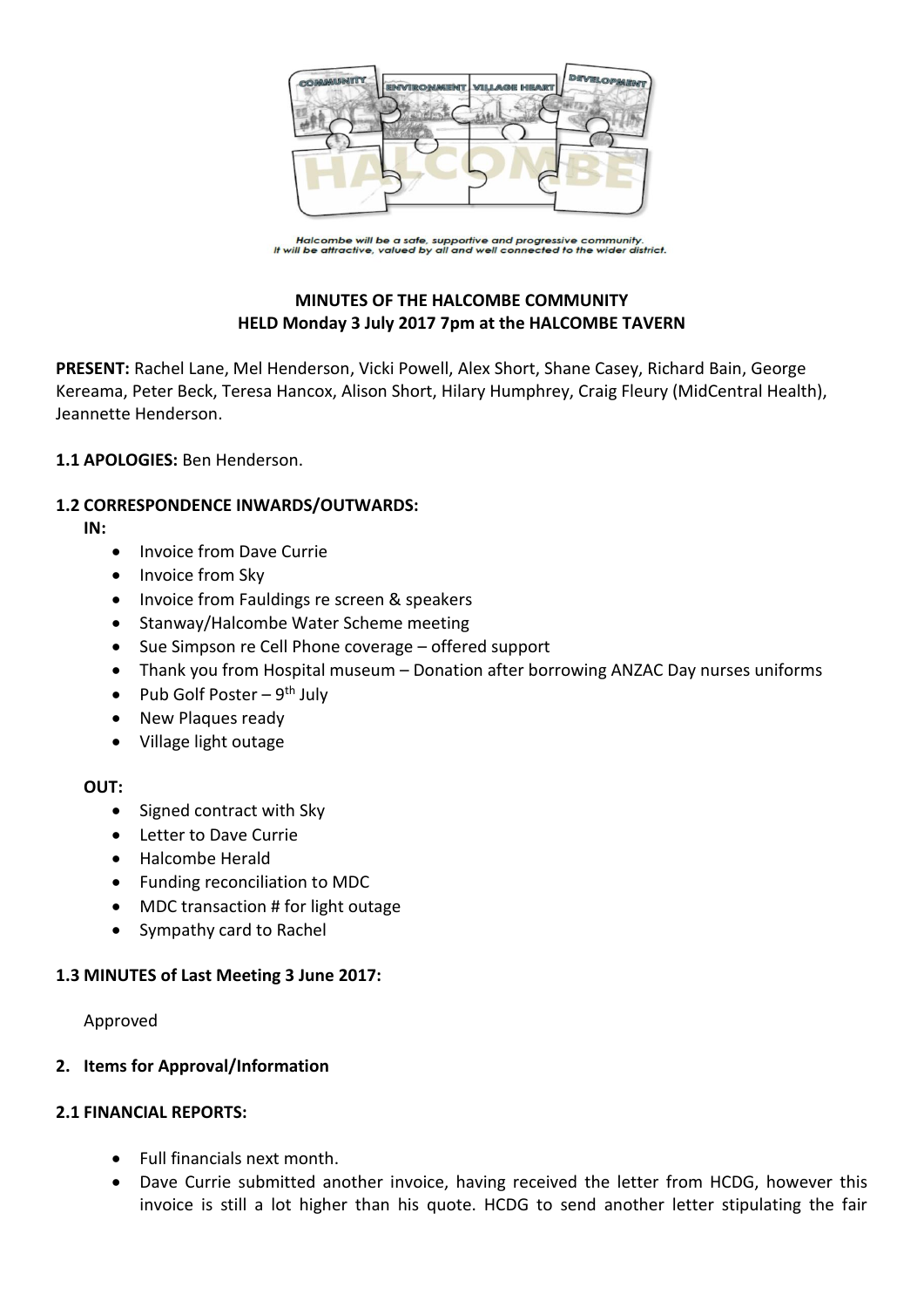Halcombe will be a safe, supportive and progressive community.
It will be attractive, valued by all and well connected to the wider district.

**MINUTES OF THE HALCOMBE COMMUNITY**
**HELD Monday 3 July 2017 7pm at the HALCOMBE TAVERN**

**PRESENT:** Rachel Lane, Mel Henderson, Vicki Powell, Alex Short, Shane Casey, Richard Bain, George Kereama, Peter Beck, Teresa Hancox, Alison Short, Hilary Humphrey, Craig Fleury (MidCentral Health), Jeannette Henderson.

**1.1 APOLOGIES:** Ben Henderson.

**1.2 CORRESPONDENCE INWARDS/OUTWARDS:**

**IN:**

- Invoice from Dave Currie
- Invoice from Sky
- Invoice from Fauldings re screen & speakers
- Stanway/Halcombe Water Scheme meeting
- Sue Simpson re Cell Phone coverage – offered support
- Thank you from Hospital museum – Donation after borrowing ANZAC Day nurses uniforms
- Pub Golf Poster – 9th July
- New Plaques ready
- Village light outage

**OUT:**

- Signed contract with Sky
- Letter to Dave Currie
- Halcombe Herald
- Funding reconciliation to MDC
- MDC transaction # for light outage
- Sympathy card to Rachel

**1.3 MINUTES of Last Meeting 3 June 2017:**

Approved

**2. Items for Approval/Information**

**2.1 FINANCIAL REPORTS:**

- Full financials next month.
- Dave Currie submitted another invoice, having received the letter from HCDG, however this invoice is still a lot higher than his quote. HCDG to send another letter stipulating the fair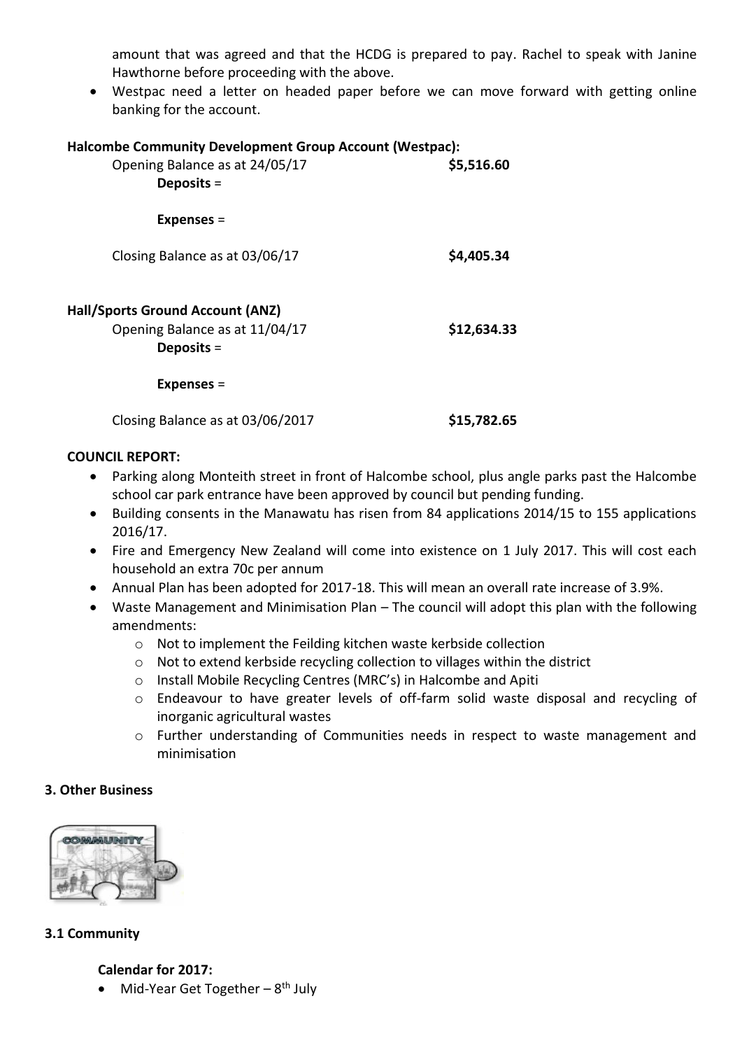amount that was agreed and that the HCDG is prepared to pay. Rachel to speak with Janine Hawthorne before proceeding with the above.

- Westpac need a letter on headed paper before we can move forward with getting online banking for the account.

**Halcombe Community Development Group Account (Westpac):**

Opening Balance as at 24/05/17 **$5,516.60**

**Deposits** =

**Expenses** =

Closing Balance as at 03/06/17 **$4,405.34**

**Hall/Sports Ground Account (ANZ)**

Opening Balance as at 11/04/17 **$12,634.33**

**Deposits** =

**Expenses** =

Closing Balance as at 03/06/2017 **$15,782.65**

**COUNCIL REPORT:**

- Parking along Monteith street in front of Halcombe school, plus angle parks past the Halcombe school car park entrance have been approved by council but pending funding.
- Building consents in the Manawatu has risen from 84 applications 2014/15 to 155 applications 2016/17.
- Fire and Emergency New Zealand will come into existence on 1 July 2017. This will cost each household an extra 70c per annum
- Annual Plan has been adopted for 2017-18. This will mean an overall rate increase of 3.9%.
- Waste Management and Minimisation Plan – The council will adopt this plan with the following amendments:
  - Not to implement the Feilding kitchen waste kerbside collection
  - Not to extend kerbside recycling collection to villages within the district
  - Install Mobile Recycling Centres (MRC's) in Halcombe and Apiti
  - Endeavour to have greater levels of off-farm solid waste disposal and recycling of inorganic agricultural wastes
  - Further understanding of Communities needs in respect to waste management and minimisation

## 3. Other Business

### 3.1 Community

**Calendar for 2017:**

- Mid-Year Get Together – 8th July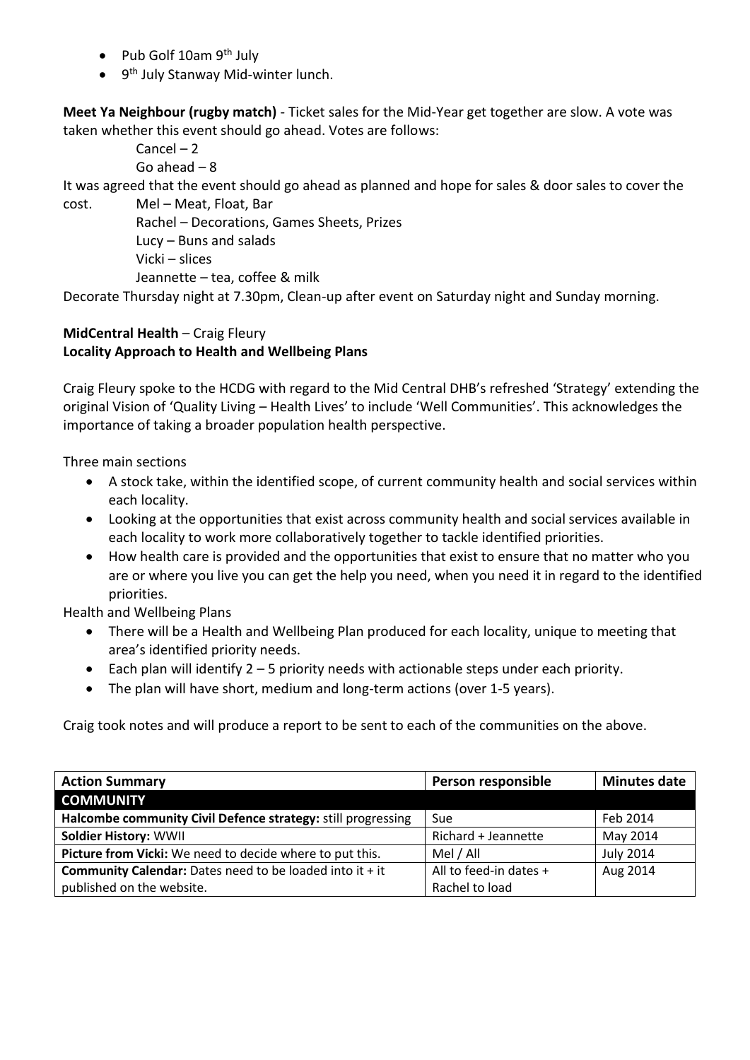- Pub Golf 10am 9th July
- 9th July Stanway Mid-winter lunch.

**Meet Ya Neighbour (rugby match)** - Ticket sales for the Mid-Year get together are slow. A vote was taken whether this event should go ahead. Votes are follows:

Cancel – 2
Go ahead – 8

It was agreed that the event should go ahead as planned and hope for sales & door sales to cover the cost.

Mel – Meat, Float, Bar
Rachel – Decorations, Games Sheets, Prizes
Lucy – Buns and salads
Vicki – slices
Jeannette – tea, coffee & milk

Decorate Thursday night at 7.30pm, Clean-up after event on Saturday night and Sunday morning.

**MidCentral Health** – Craig Fleury
**Locality Approach to Health and Wellbeing Plans**

Craig Fleury spoke to the HCDG with regard to the Mid Central DHB's refreshed 'Strategy' extending the original Vision of 'Quality Living – Health Lives' to include 'Well Communities'. This acknowledges the importance of taking a broader population health perspective.

Three main sections

- A stock take, within the identified scope, of current community health and social services within each locality.
- Looking at the opportunities that exist across community health and social services available in each locality to work more collaboratively together to tackle identified priorities.
- How health care is provided and the opportunities that exist to ensure that no matter who you are or where you live you can get the help you need, when you need it in regard to the identified priorities.

Health and Wellbeing Plans

- There will be a Health and Wellbeing Plan produced for each locality, unique to meeting that area's identified priority needs.
- Each plan will identify 2 – 5 priority needs with actionable steps under each priority.
- The plan will have short, medium and long-term actions (over 1-5 years).

Craig took notes and will produce a report to be sent to each of the communities on the above.

| **Action Summary** | **Person responsible** | **Minutes date** |
|---|---|---|
| **COMMUNITY** | | |
| **Halcombe community Civil Defence strategy:** still progressing | Sue | Feb 2014 |
| **Soldier History:** WWII | Richard + Jeannette | May 2014 |
| **Picture from Vicki:** We need to decide where to put this. | Mel / All | July 2014 |
| **Community Calendar:** Dates need to be loaded into it + it published on the website. | All to feed-in dates + Rachel to load | Aug 2014 |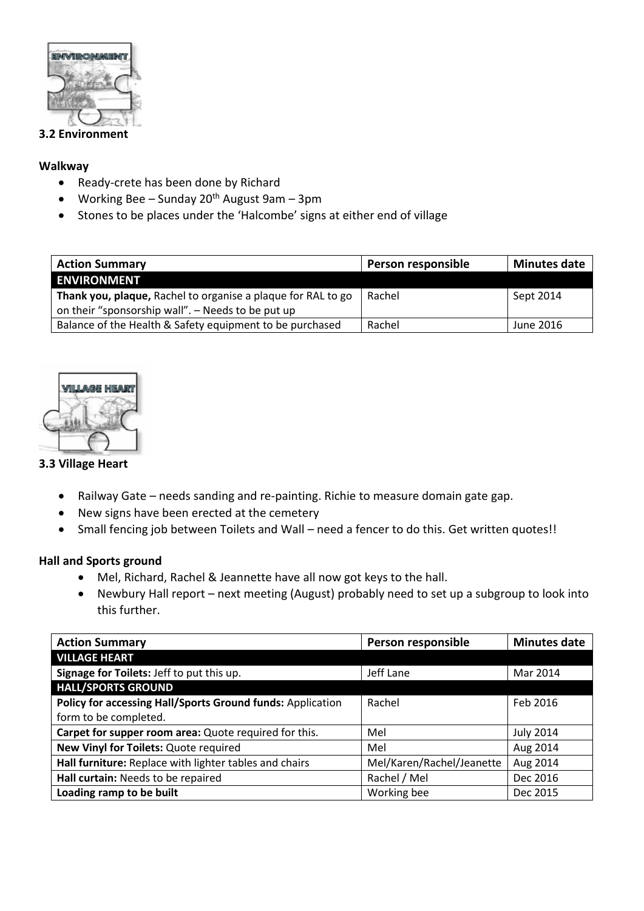### 3.2 Environment

**Walkway**

- Ready-crete has been done by Richard
- Working Bee – Sunday 20th August 9am – 3pm
- Stones to be places under the 'Halcombe' signs at either end of village

| Action Summary | Person responsible | Minutes date |
|---|---|---|
| **ENVIRONMENT** | | |
| **Thank you, plaque,** Rachel to organise a plaque for RAL to go on their "sponsorship wall". – Needs to be put up | Rachel | Sept 2014 |
| Balance of the Health & Safety equipment to be purchased | Rachel | June 2016 |

### 3.3 Village Heart

- Railway Gate – needs sanding and re-painting. Richie to measure domain gate gap.
- New signs have been erected at the cemetery
- Small fencing job between Toilets and Wall – need a fencer to do this. Get written quotes!!

**Hall and Sports ground**

- Mel, Richard, Rachel & Jeannette have all now got keys to the hall.
- Newbury Hall report – next meeting (August) probably need to set up a subgroup to look into this further.

| Action Summary | Person responsible | Minutes date |
|---|---|---|
| **VILLAGE HEART** | | |
| **Signage for Toilets:** Jeff to put this up. | Jeff Lane | Mar 2014 |
| **HALL/SPORTS GROUND** | | |
| **Policy for accessing Hall/Sports Ground funds:** Application form to be completed. | Rachel | Feb 2016 |
| **Carpet for supper room area:** Quote required for this. | Mel | July 2014 |
| **New Vinyl for Toilets:** Quote required | Mel | Aug 2014 |
| **Hall furniture:** Replace with lighter tables and chairs | Mel/Karen/Rachel/Jeanette | Aug 2014 |
| **Hall curtain:** Needs to be repaired | Rachel / Mel | Dec 2016 |
| **Loading ramp to be built** | Working bee | Dec 2015 |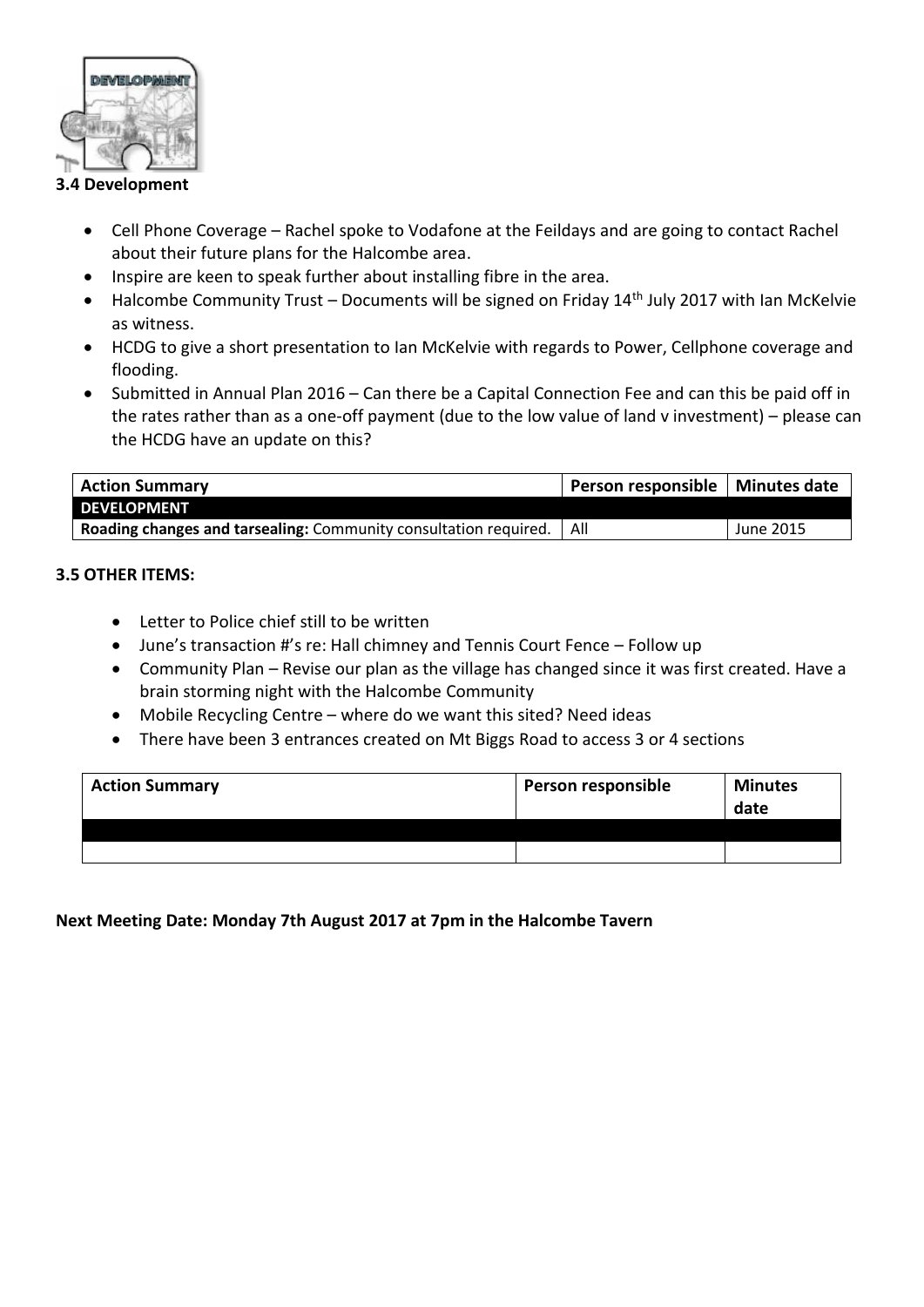### 3.4 Development

- Cell Phone Coverage – Rachel spoke to Vodafone at the Feildays and are going to contact Rachel about their future plans for the Halcombe area.
- Inspire are keen to speak further about installing fibre in the area.
- Halcombe Community Trust – Documents will be signed on Friday 14th July 2017 with Ian McKelvie as witness.
- HCDG to give a short presentation to Ian McKelvie with regards to Power, Cellphone coverage and flooding.
- Submitted in Annual Plan 2016 – Can there be a Capital Connection Fee and can this be paid off in the rates rather than as a one-off payment (due to the low value of land v investment) – please can the HCDG have an update on this?

| Action Summary | Person responsible | Minutes date |
|---|---|---|
| **DEVELOPMENT** | | |
| **Roading changes and tarsealing:** Community consultation required. | All | June 2015 |

### 3.5 OTHER ITEMS:

- Letter to Police chief still to be written
- June's transaction #'s re: Hall chimney and Tennis Court Fence – Follow up
- Community Plan – Revise our plan as the village has changed since it was first created. Have a brain storming night with the Halcombe Community
- Mobile Recycling Centre – where do we want this sited? Need ideas
- There have been 3 entrances created on Mt Biggs Road to access 3 or 4 sections

| Action Summary | Person responsible | Minutes date |
|---|---|---|
| | | |
| | | |

**Next Meeting Date: Monday 7th August 2017 at 7pm in the Halcombe Tavern**